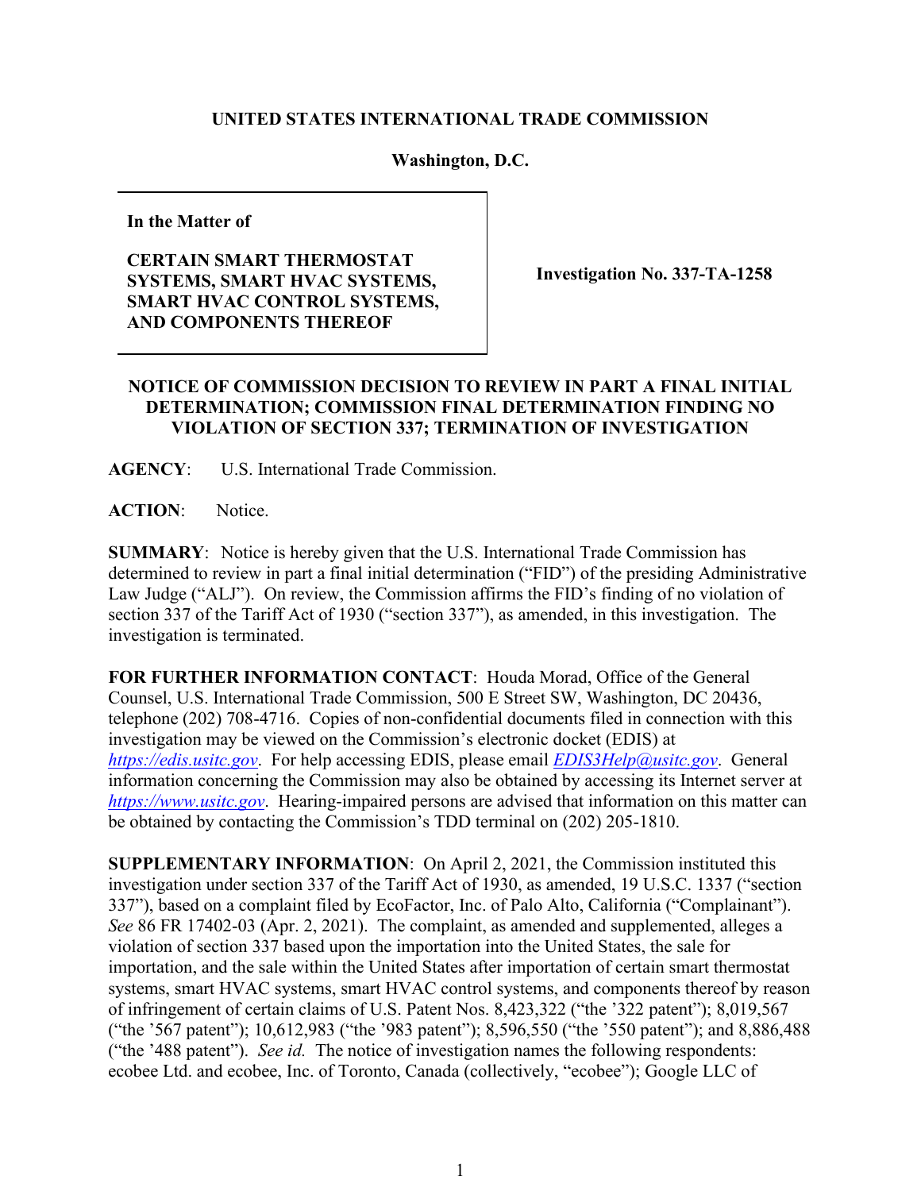**UNITED STATES INTERNATIONAL TRADE COMMISSION**

**Washington, D.C.**

| | |
|---|---|
| **In the Matter of**<br><br>**CERTAIN SMART THERMOSTAT SYSTEMS, SMART HVAC SYSTEMS, SMART HVAC CONTROL SYSTEMS, AND COMPONENTS THEREOF** | **Investigation No. 337-TA-1258** |

**NOTICE OF COMMISSION DECISION TO REVIEW IN PART A FINAL INITIAL DETERMINATION; COMMISSION FINAL DETERMINATION FINDING NO VIOLATION OF SECTION 337; TERMINATION OF INVESTIGATION**

**AGENCY**: U.S. International Trade Commission.

**ACTION**: Notice.

**SUMMARY**: Notice is hereby given that the U.S. International Trade Commission has determined to review in part a final initial determination ("FID") of the presiding Administrative Law Judge ("ALJ"). On review, the Commission affirms the FID's finding of no violation of section 337 of the Tariff Act of 1930 ("section 337"), as amended, in this investigation. The investigation is terminated.

**FOR FURTHER INFORMATION CONTACT**: Houda Morad, Office of the General Counsel, U.S. International Trade Commission, 500 E Street SW, Washington, DC 20436, telephone (202) 708-4716. Copies of non-confidential documents filed in connection with this investigation may be viewed on the Commission's electronic docket (EDIS) at *https://edis.usitc.gov*. For help accessing EDIS, please email *EDIS3Help@usitc.gov*. General information concerning the Commission may also be obtained by accessing its Internet server at *https://www.usitc.gov*. Hearing-impaired persons are advised that information on this matter can be obtained by contacting the Commission's TDD terminal on (202) 205-1810.

**SUPPLEMENTARY INFORMATION**: On April 2, 2021, the Commission instituted this investigation under section 337 of the Tariff Act of 1930, as amended, 19 U.S.C. 1337 ("section 337"), based on a complaint filed by EcoFactor, Inc. of Palo Alto, California ("Complainant"). *See* 86 FR 17402-03 (Apr. 2, 2021). The complaint, as amended and supplemented, alleges a violation of section 337 based upon the importation into the United States, the sale for importation, and the sale within the United States after importation of certain smart thermostat systems, smart HVAC systems, smart HVAC control systems, and components thereof by reason of infringement of certain claims of U.S. Patent Nos. 8,423,322 ("the '322 patent"); 8,019,567 ("the '567 patent"); 10,612,983 ("the '983 patent"); 8,596,550 ("the '550 patent"); and 8,886,488 ("the '488 patent"). *See id.* The notice of investigation names the following respondents: ecobee Ltd. and ecobee, Inc. of Toronto, Canada (collectively, "ecobee"); Google LLC of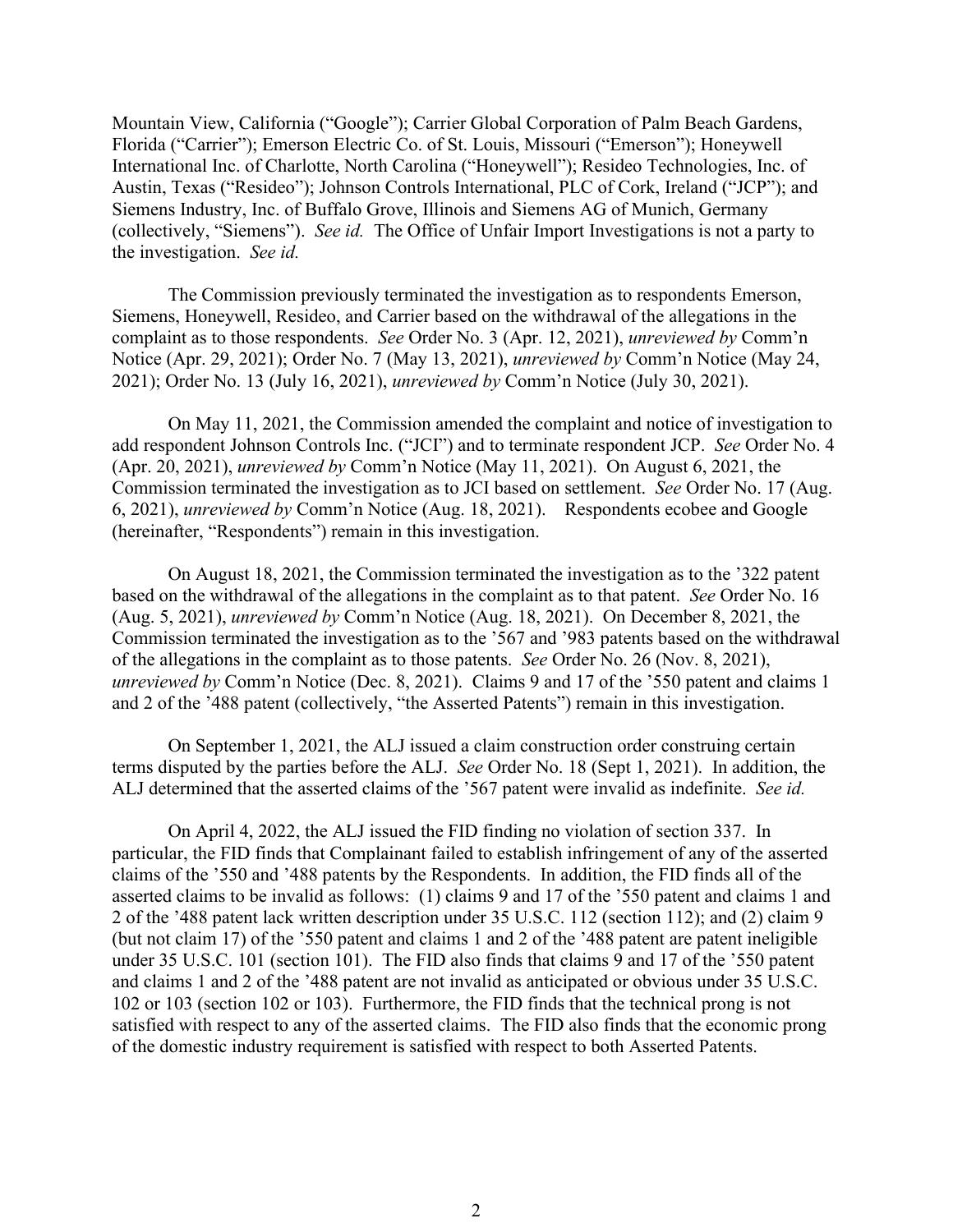Mountain View, California ("Google"); Carrier Global Corporation of Palm Beach Gardens, Florida ("Carrier"); Emerson Electric Co. of St. Louis, Missouri ("Emerson"); Honeywell International Inc. of Charlotte, North Carolina ("Honeywell"); Resideo Technologies, Inc. of Austin, Texas ("Resideo"); Johnson Controls International, PLC of Cork, Ireland ("JCP"); and Siemens Industry, Inc. of Buffalo Grove, Illinois and Siemens AG of Munich, Germany (collectively, "Siemens"). *See id.* The Office of Unfair Import Investigations is not a party to the investigation. *See id.*

The Commission previously terminated the investigation as to respondents Emerson, Siemens, Honeywell, Resideo, and Carrier based on the withdrawal of the allegations in the complaint as to those respondents. *See* Order No. 3 (Apr. 12, 2021), *unreviewed by* Comm'n Notice (Apr. 29, 2021); Order No. 7 (May 13, 2021), *unreviewed by* Comm'n Notice (May 24, 2021); Order No. 13 (July 16, 2021), *unreviewed by* Comm'n Notice (July 30, 2021).

On May 11, 2021, the Commission amended the complaint and notice of investigation to add respondent Johnson Controls Inc. ("JCI") and to terminate respondent JCP. *See* Order No. 4 (Apr. 20, 2021), *unreviewed by* Comm'n Notice (May 11, 2021). On August 6, 2021, the Commission terminated the investigation as to JCI based on settlement. *See* Order No. 17 (Aug. 6, 2021), *unreviewed by* Comm'n Notice (Aug. 18, 2021). Respondents ecobee and Google (hereinafter, "Respondents") remain in this investigation.

On August 18, 2021, the Commission terminated the investigation as to the '322 patent based on the withdrawal of the allegations in the complaint as to that patent. *See* Order No. 16 (Aug. 5, 2021), *unreviewed by* Comm'n Notice (Aug. 18, 2021). On December 8, 2021, the Commission terminated the investigation as to the '567 and '983 patents based on the withdrawal of the allegations in the complaint as to those patents. *See* Order No. 26 (Nov. 8, 2021), *unreviewed by* Comm'n Notice (Dec. 8, 2021). Claims 9 and 17 of the '550 patent and claims 1 and 2 of the '488 patent (collectively, "the Asserted Patents") remain in this investigation.

On September 1, 2021, the ALJ issued a claim construction order construing certain terms disputed by the parties before the ALJ. *See* Order No. 18 (Sept 1, 2021). In addition, the ALJ determined that the asserted claims of the '567 patent were invalid as indefinite. *See id.*

On April 4, 2022, the ALJ issued the FID finding no violation of section 337. In particular, the FID finds that Complainant failed to establish infringement of any of the asserted claims of the '550 and '488 patents by the Respondents. In addition, the FID finds all of the asserted claims to be invalid as follows: (1) claims 9 and 17 of the '550 patent and claims 1 and 2 of the '488 patent lack written description under 35 U.S.C. 112 (section 112); and (2) claim 9 (but not claim 17) of the '550 patent and claims 1 and 2 of the '488 patent are patent ineligible under 35 U.S.C. 101 (section 101). The FID also finds that claims 9 and 17 of the '550 patent and claims 1 and 2 of the '488 patent are not invalid as anticipated or obvious under 35 U.S.C. 102 or 103 (section 102 or 103). Furthermore, the FID finds that the technical prong is not satisfied with respect to any of the asserted claims. The FID also finds that the economic prong of the domestic industry requirement is satisfied with respect to both Asserted Patents.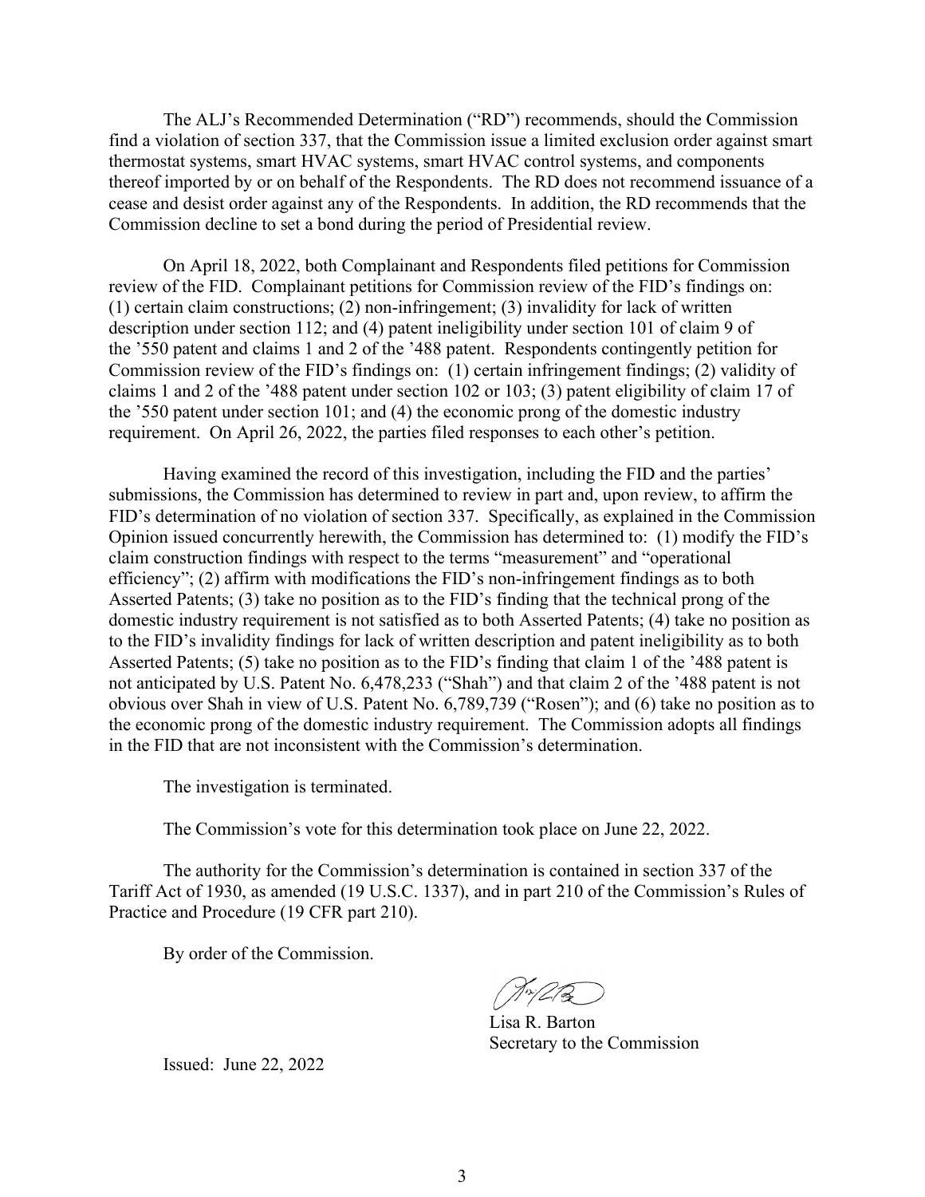The ALJ's Recommended Determination ("RD") recommends, should the Commission find a violation of section 337, that the Commission issue a limited exclusion order against smart thermostat systems, smart HVAC systems, smart HVAC control systems, and components thereof imported by or on behalf of the Respondents. The RD does not recommend issuance of a cease and desist order against any of the Respondents. In addition, the RD recommends that the Commission decline to set a bond during the period of Presidential review.

On April 18, 2022, both Complainant and Respondents filed petitions for Commission review of the FID. Complainant petitions for Commission review of the FID's findings on: (1) certain claim constructions; (2) non-infringement; (3) invalidity for lack of written description under section 112; and (4) patent ineligibility under section 101 of claim 9 of the '550 patent and claims 1 and 2 of the '488 patent. Respondents contingently petition for Commission review of the FID's findings on: (1) certain infringement findings; (2) validity of claims 1 and 2 of the '488 patent under section 102 or 103; (3) patent eligibility of claim 17 of the '550 patent under section 101; and (4) the economic prong of the domestic industry requirement. On April 26, 2022, the parties filed responses to each other's petition.

Having examined the record of this investigation, including the FID and the parties' submissions, the Commission has determined to review in part and, upon review, to affirm the FID's determination of no violation of section 337. Specifically, as explained in the Commission Opinion issued concurrently herewith, the Commission has determined to: (1) modify the FID's claim construction findings with respect to the terms "measurement" and "operational efficiency"; (2) affirm with modifications the FID's non-infringement findings as to both Asserted Patents; (3) take no position as to the FID's finding that the technical prong of the domestic industry requirement is not satisfied as to both Asserted Patents; (4) take no position as to the FID's invalidity findings for lack of written description and patent ineligibility as to both Asserted Patents; (5) take no position as to the FID's finding that claim 1 of the '488 patent is not anticipated by U.S. Patent No. 6,478,233 ("Shah") and that claim 2 of the '488 patent is not obvious over Shah in view of U.S. Patent No. 6,789,739 ("Rosen"); and (6) take no position as to the economic prong of the domestic industry requirement. The Commission adopts all findings in the FID that are not inconsistent with the Commission's determination.

The investigation is terminated.

The Commission's vote for this determination took place on June 22, 2022.

The authority for the Commission's determination is contained in section 337 of the Tariff Act of 1930, as amended (19 U.S.C. 1337), and in part 210 of the Commission's Rules of Practice and Procedure (19 CFR part 210).

By order of the Commission.

Lisa R. Barton
Secretary to the Commission

Issued: June 22, 2022